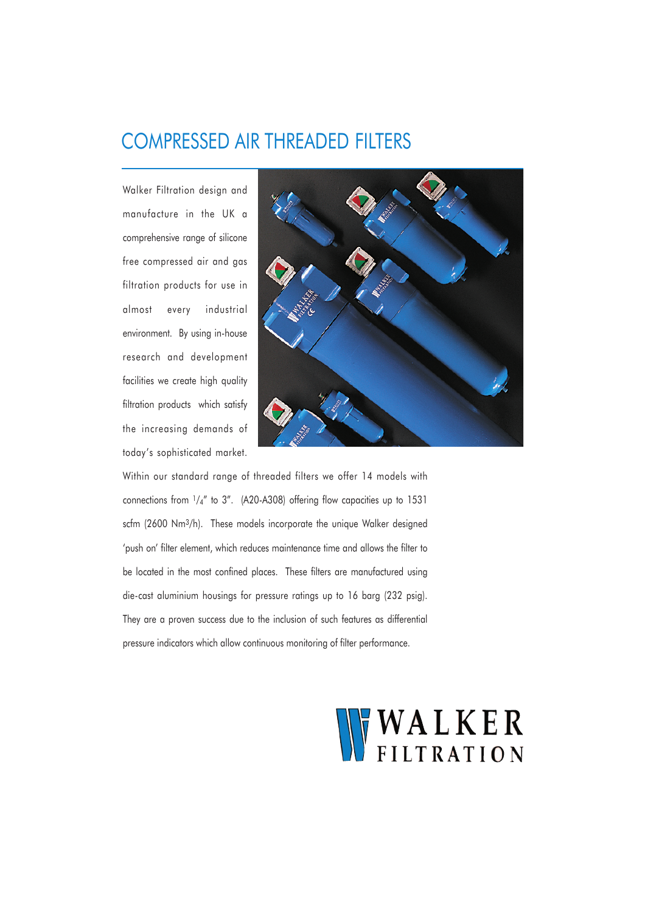# COMPRESSED AIR THREADED FILTERS

Walker Filtration design and manufacture in the UK a comprehensive range of silicone free compressed air and gas filtration products for use in almost every industrial environment. By using in-house research and development facilities we create high quality filtration products which satisfy the increasing demands of today's sophisticated market.

Within our standard range of threaded filters we offer 14 models with connections from $^1/_4$" to 3". (A20-A308) offering flow capacities up to 1531 scfm (2600 Nm$^3$/h). These models incorporate the unique Walker designed 'push on' filter element, which reduces maintenance time and allows the filter to be located in the most confined places. These filters are manufactured using die-cast aluminium housings for pressure ratings up to 16 barg (232 psig). They are a proven success due to the inclusion of such features as differential pressure indicators which allow continuous monitoring of filter performance.

WALKER FILTRATION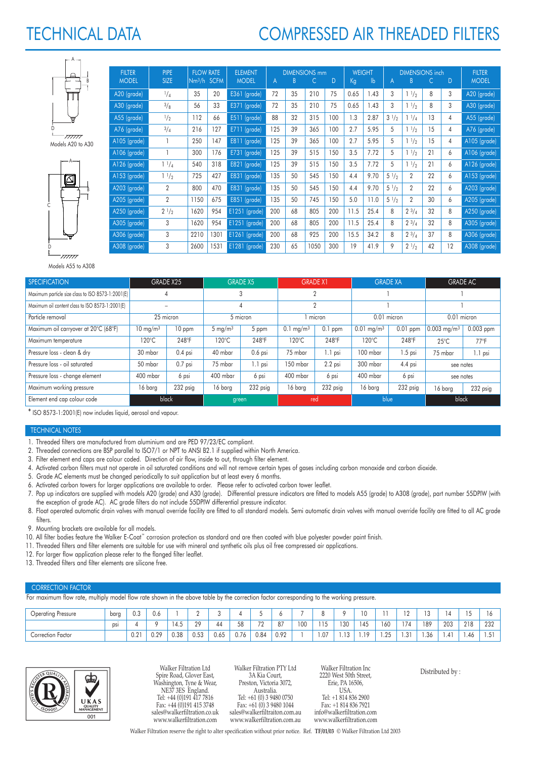# TECHNICAL DATA

# COMPRESSED AIR THREADED FILTERS

Models A20 to A30

Models A55 to A308

| FILTER MODEL | PIPE SIZE | FLOW RATE $Nm^3/h$ | FLOW RATE SCFM | ELEMENT MODEL | DIMENSIONS mm A | B | C | D | WEIGHT Kg | lb | DIMENSIONS inch A | B | C | D | FILTER MODEL |
|---|---|---|---|---|---|---|---|---|---|---|---|---|---|---|---|
| A20 (grade) | 1/4 | 35 | 20 | E361 (grade) | 72 | 35 | 210 | 75 | 0.65 | 1.43 | 3 | 1 1/2 | 8 | 3 | A20 (grade) |
| A30 (grade) | 3/8 | 56 | 33 | E371 (grade) | 72 | 35 | 210 | 75 | 0.65 | 1.43 | 3 | 1 1/2 | 8 | 3 | A30 (grade) |
| A55 (grade) | 1/2 | 112 | 66 | E511 (grade) | 88 | 32 | 315 | 100 | 1.3 | 2.87 | 3 1/2 | 1 1/4 | 13 | 4 | A55 (grade) |
| A76 (grade) | 3/4 | 216 | 127 | E711 (grade) | 125 | 39 | 365 | 100 | 2.7 | 5.95 | 5 | 1 1/2 | 15 | 4 | A76 (grade) |
| A105 (grade) | 1 | 250 | 147 | E811 (grade) | 125 | 39 | 365 | 100 | 2.7 | 5.95 | 5 | 1 1/2 | 15 | 4 | A105 (grade) |
| A106 (grade) | 1 | 300 | 176 | E731 (grade) | 125 | 39 | 515 | 150 | 3.5 | 7.72 | 5 | 1 1/2 | 21 | 6 | A106 (grade) |
| A126 (grade) | 1 1/4 | 540 | 318 | E821 (grade) | 125 | 39 | 515 | 150 | 3.5 | 7.72 | 5 | 1 1/2 | 21 | 6 | A126 (grade) |
| A153 (grade) | 1 1/2 | 725 | 427 | E831 (grade) | 135 | 50 | 545 | 150 | 4.4 | 9.70 | 5 1/2 | 2 | 22 | 6 | A153 (grade) |
| A203 (grade) | 2 | 800 | 470 | E831 (grade) | 135 | 50 | 545 | 150 | 4.4 | 9.70 | 5 1/2 | 2 | 22 | 6 | A203 (grade) |
| A205 (grade) | 2 | 1150 | 675 | E851 (grade) | 135 | 50 | 745 | 150 | 5.0 | 11.0 | 5 1/2 | 2 | 30 | 6 | A205 (grade) |
| A250 (grade) | 2 1/2 | 1620 | 954 | E1251 (grade) | 200 | 68 | 805 | 200 | 11.5 | 25.4 | 8 | 2 3/4 | 32 | 8 | A250 (grade) |
| A305 (grade) | 3 | 1620 | 954 | E1251 (grade) | 200 | 68 | 805 | 200 | 11.5 | 25.4 | 8 | 2 3/4 | 32 | 8 | A305 (grade) |
| A306 (grade) | 3 | 2210 | 1301 | E1261 (grade) | 200 | 68 | 925 | 200 | 15.5 | 34.2 | 8 | 2 3/4 | 37 | 8 | A306 (grade) |
| A308 (grade) | 3 | 2600 | 1531 | E1281 (grade) | 230 | 65 | 1050 | 300 | 19 | 41.9 | 9 | 2 1/2 | 42 | 12 | A308 (grade) |

| SPECIFICATION | GRADE X25 | | GRADE X5 | | GRADE X1 | | GRADE XA | | GRADE AC | |
|---|---|---|---|---|---|---|---|---|---|---|
| Maximum particle size class to ISO 8573-1:2001(E) | 4 | | 3 | | 2 | | 1 | | 1 | |
| Maximum oil content class to ISO 8573-1:2001(E) | – | | 4 | | 2 | | 1 | | 1 | |
| Particle removal | 25 micron | | 5 micron | | 1 micron | | 0.01 micron | | 0.01 micron | |
| Maximum oil carryover at 20°C (68°F) | 10 $mg/m^3$ | 10 ppm | 5 $mg/m^3$ | 5 ppm | 0.1 $mg/m^3$ | 0.1 ppm | 0.01 $mg/m^3$ | 0.01 ppm | 0.003 $mg/m^3$ | 0.003 ppm |
| Maximum temperature | 120°C | 248°F | 120°C | 248°F | 120°C | 248°F | 120°C | 248°F | 25°C | 77°F |
| Pressure loss - clean & dry | 30 mbar | 0.4 psi | 40 mbar | 0.6 psi | 75 mbar | 1.1 psi | 100 mbar | 1.5 psi | 75 mbar | 1.1 psi |
| Pressure loss - oil saturated | 50 mbar | 0.7 psi | 75 mbar | 1.1 psi | 150 mbar | 2.2 psi | 300 mbar | 4.4 psi | see notes | |
| Pressure loss - change element | 400 mbar | 6 psi | 400 mbar | 6 psi | 400 mbar | 6 psi | 400 mbar | 6 psi | see notes | |
| Maximum working pressure | 16 barg | 232 psig | 16 barg | 232 psig | 16 barg | 232 psig | 16 barg | 232 psig | 16 barg | 232 psig |
| Element end cap colour code | black | | green | | red | | blue | | black | |

\* ISO 8573-1:2001(E) now includes liquid, aerosol and vapour.

## TECHNICAL NOTES

1. Threaded filters are manufactured from aluminium and are PED 97/23/EC compliant.
2. Threaded connections are BSP parallel to ISO7/1 or NPT to ANSI B2.1 if supplied within North America.
3. Filter element end caps are colour coded. Direction of air flow, inside to out, through filter element.
4. Activated carbon filters must not operate in oil saturated conditions and will not remove certain types of gases including carbon monoxide and carbon dioxide.
5. Grade AC elements must be changed periodically to suit application but at least every 6 months.
6. Activated carbon towers for larger applications are available to order. Please refer to activated carbon tower leaflet.
7. Pop up indicators are supplied with models A20 (grade) and A30 (grade). Differential pressure indicators are fitted to models A55 (grade) to A308 (grade), part number 55DPIW (with the exception of grade AC). AC grade filters do not include 55DPIW differential pressure indicator.
8. Float operated automatic drain valves with manual override facility are fitted to all standard models. Semi automatic drain valves with manual override facility are fitted to all AC grade filters.
9. Mounting brackets are available for all models.
10. All filter bodies feature the Walker E-Coat™ corrosion protection as standard and are then coated with blue polyester powder paint finish.
11. Threaded filters and filter elements are suitable for use with mineral and synthetic oils plus oil free compressed air applications.
12. For larger flow application please refer to the flanged filter leaflet.
13. Threaded filters and filter elements are silicone free.

## CORRECTION FACTOR

For maximum flow rate, multiply model flow rate shown in the above table by the correction factor corresponding to the working pressure.

| Operating Pressure | barg | 0.3 | 0.6 | 1 | 2 | 3 | 4 | 5 | 6 | 7 | 8 | 9 | 10 | 11 | 12 | 13 | 14 | 15 | 16 |
|---|---|---|---|---|---|---|---|---|---|---|---|---|---|---|---|---|---|---|---|
| | psi | 4 | 9 | 14.5 | 29 | 44 | 58 | 72 | 87 | 100 | 115 | 130 | 145 | 160 | 174 | 189 | 203 | 218 | 232 |
| Correction Factor | | 0.21 | 0.29 | 0.38 | 0.53 | 0.65 | 0.76 | 0.84 | 0.92 | 1 | 1.07 | 1.13 | 1.19 | 1.25 | 1.31 | 1.36 | 1.41 | 1.46 | 1.51 |

Walker Filtration Ltd
Spire Road, Glover East,
Washington, Tyne & Wear,
NE37 3ES England.
Tel: +44 (0)191 417 7816
Fax: +44 (0)191 415 3748
sales@walkerfiltration.co.uk
www.walkerfiltration.com

Walker Filtration PTY Ltd
3A Kia Court,
Preston, Victoria 3072,
Australia.
Tel: +61 (0) 3 9480 0750
Fax: +61 (0) 3 9480 1044
sales@walkerfiltraiton.com.au
www.walkerfiltration.com.au

Walker Filtration Inc
2220 West 50th Street,
Erie, PA 16506,
USA.
Tel: +1 814 836 2900
Fax: +1 814 836 7921
info@walkerfiltration.com
www.walkerfiltration.com

Distributed by :

Walker Filtration reserve the right to alter specification without prior notice. Ref. **TF/01/03** © Walker Filtration Ltd 2003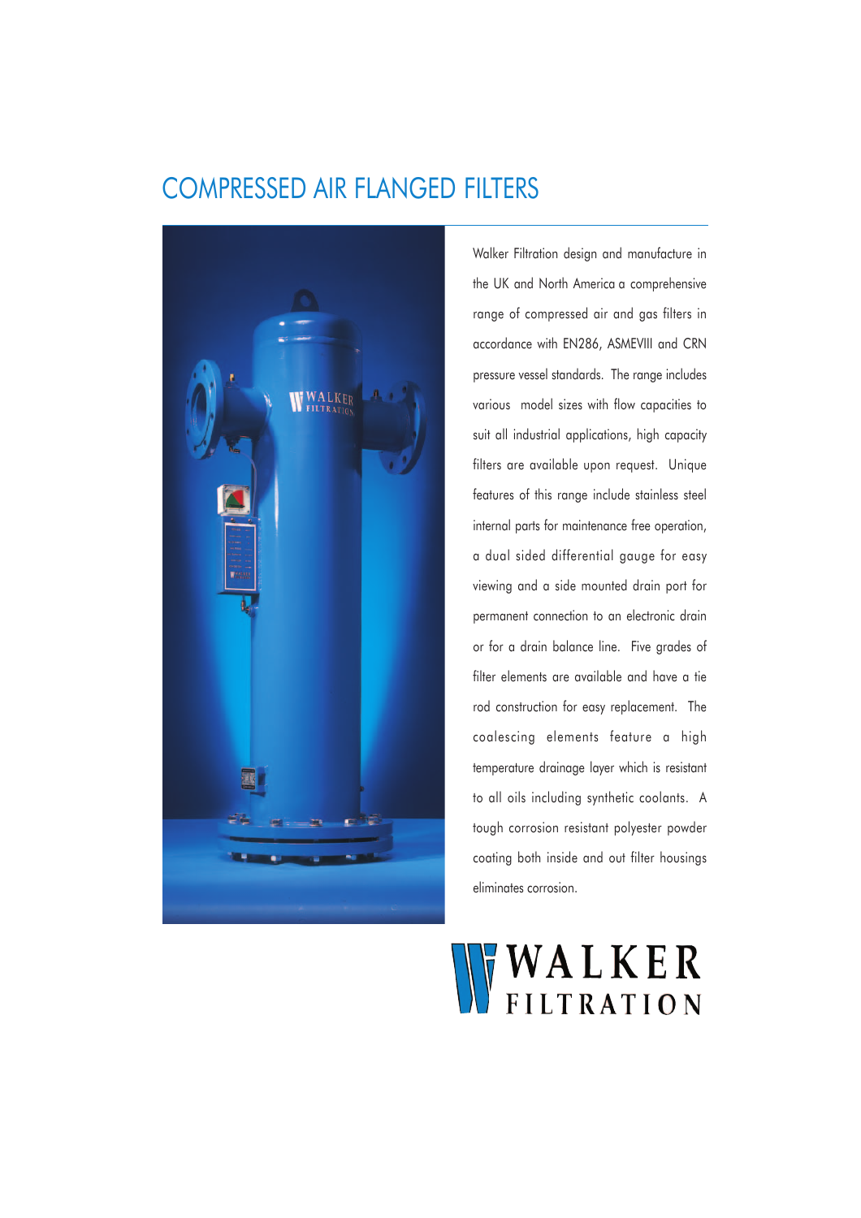# COMPRESSED AIR FLANGED FILTERS

Walker Filtration design and manufacture in the UK and North America a comprehensive range of compressed air and gas filters in accordance with EN286, ASMEVIII and CRN pressure vessel standards. The range includes various model sizes with flow capacities to suit all industrial applications, high capacity filters are available upon request. Unique features of this range include stainless steel internal parts for maintenance free operation, a dual sided differential gauge for easy viewing and a side mounted drain port for permanent connection to an electronic drain or for a drain balance line. Five grades of filter elements are available and have a tie rod construction for easy replacement. The coalescing elements feature a high temperature drainage layer which is resistant to all oils including synthetic coolants. A tough corrosion resistant polyester powder coating both inside and out filter housings eliminates corrosion.

WALKER FILTRATION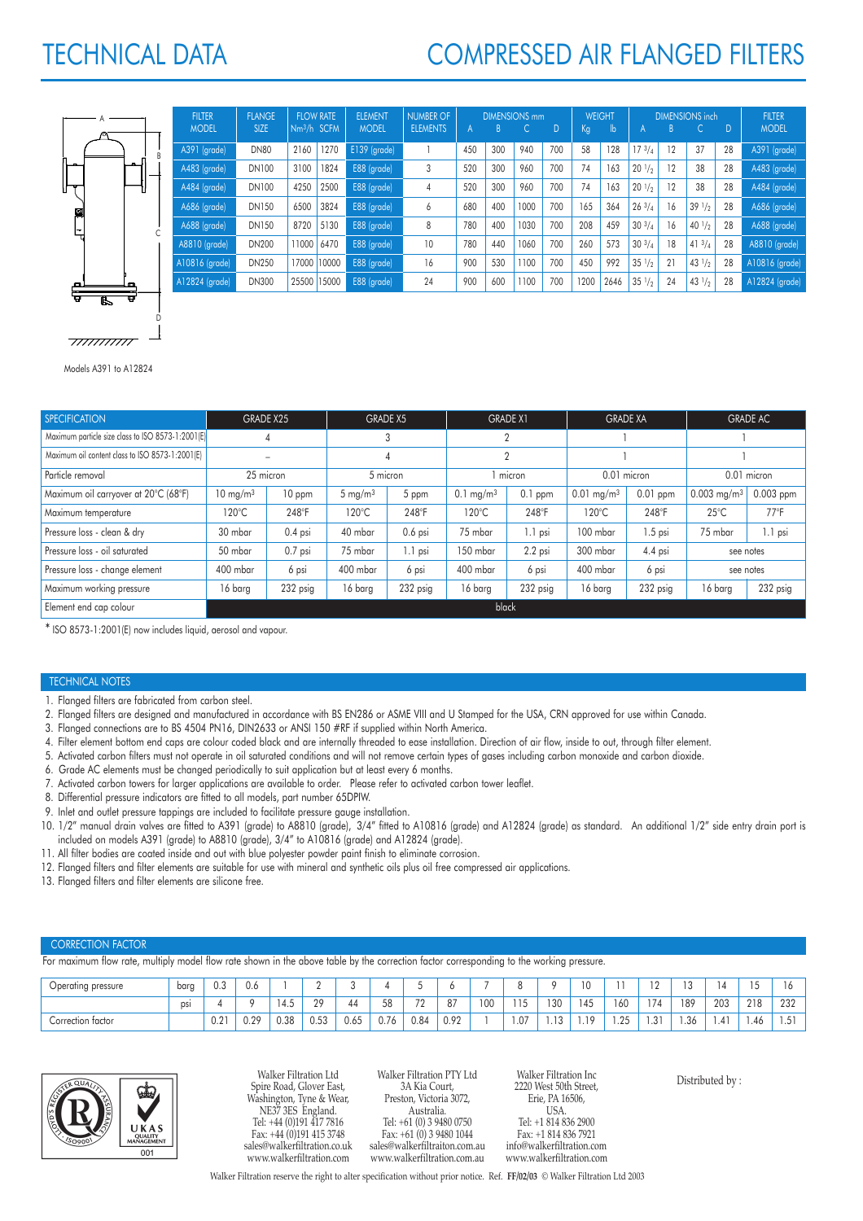# TECHNICAL DATA

# COMPRESSED AIR FLANGED FILTERS

A

B

C

D

Models A391 to A12824

| FILTER MODEL | FLANGE SIZE | FLOW RATE Nm³/h | SCFM | ELEMENT MODEL | NUMBER OF ELEMENTS | DIMENSIONS mm A | B | C | D | WEIGHT Kg | lb | DIMENSIONS inch A | B | C | D | FILTER MODEL |
|---|---|---|---|---|---|---|---|---|---|---|---|---|---|---|---|---|
| A391 (grade) | DN80 | 2160 | 1270 | E139 (grade) | 1 | 450 | 300 | 940 | 700 | 58 | 128 | 17 3/4 | 12 | 37 | 28 | A391 (grade) |
| A483 (grade) | DN100 | 3100 | 1824 | E88 (grade) | 3 | 520 | 300 | 960 | 700 | 74 | 163 | 20 1/2 | 12 | 38 | 28 | A483 (grade) |
| A484 (grade) | DN100 | 4250 | 2500 | E88 (grade) | 4 | 520 | 300 | 960 | 700 | 74 | 163 | 20 1/2 | 12 | 38 | 28 | A484 (grade) |
| A686 (grade) | DN150 | 6500 | 3824 | E88 (grade) | 6 | 680 | 400 | 1000 | 700 | 165 | 364 | 26 3/4 | 16 | 39 1/2 | 28 | A686 (grade) |
| A688 (grade) | DN150 | 8720 | 5130 | E88 (grade) | 8 | 780 | 400 | 1030 | 700 | 208 | 459 | 30 3/4 | 16 | 40 1/2 | 28 | A688 (grade) |
| A8810 (grade) | DN200 | 11000 | 6470 | E88 (grade) | 10 | 780 | 440 | 1060 | 700 | 260 | 573 | 30 3/4 | 18 | 41 3/4 | 28 | A8810 (grade) |
| A10816 (grade) | DN250 | 17000 | 10000 | E88 (grade) | 16 | 900 | 530 | 1100 | 700 | 450 | 992 | 35 1/2 | 21 | 43 1/2 | 28 | A10816 (grade) |
| A12824 (grade) | DN300 | 25500 | 15000 | E88 (grade) | 24 | 900 | 600 | 1100 | 700 | 1200 | 2646 | 35 1/2 | 24 | 43 1/2 | 28 | A12824 (grade) |

| SPECIFICATION | GRADE X25 | | GRADE X5 | | GRADE X1 | | GRADE XA | | GRADE AC | |
|---|---|---|---|---|---|---|---|---|---|---|
| Maximum particle size class to ISO 8573-1:2001(E) | 4 | | 3 | | 2 | | 1 | | 1 | |
| Maximum oil content class to ISO 8573-1:2001(E) | – | | 4 | | 2 | | 1 | | 1 | |
| Particle removal | 25 micron | | 5 micron | | 1 micron | | 0.01 micron | | 0.01 micron | |
| Maximum oil carryover at 20°C (68°F) | 10 mg/m³ | 10 ppm | 5 mg/m³ | 5 ppm | 0.1 mg/m³ | 0.1 ppm | 0.01 mg/m³ | 0.01 ppm | 0.003 mg/m³ | 0.003 ppm |
| Maximum temperature | 120°C | 248°F | 120°C | 248°F | 120°C | 248°F | 120°C | 248°F | 25°C | 77°F |
| Pressure loss - clean & dry | 30 mbar | 0.4 psi | 40 mbar | 0.6 psi | 75 mbar | 1.1 psi | 100 mbar | 1.5 psi | 75 mbar | 1.1 psi |
| Pressure loss - oil saturated | 50 mbar | 0.7 psi | 75 mbar | 1.1 psi | 150 mbar | 2.2 psi | 300 mbar | 4.4 psi | see notes | |
| Pressure loss - change element | 400 mbar | 6 psi | 400 mbar | 6 psi | 400 mbar | 6 psi | 400 mbar | 6 psi | see notes | |
| Maximum working pressure | 16 barg | 232 psig | 16 barg | 232 psig | 16 barg | 232 psig | 16 barg | 232 psig | 16 barg | 232 psig |
| Element end cap colour | black | | | | | | | | | |

* ISO 8573-1:2001(E) now includes liquid, aerosol and vapour.

## TECHNICAL NOTES

1. Flanged filters are fabricated from carbon steel.
2. Flanged filters are designed and manufactured in accordance with BS EN286 or ASME VIII and U Stamped for the USA, CRN approved for use within Canada.
3. Flanged connections are to BS 4504 PN16, DIN2633 or ANSI 150 #RF if supplied within North America.
4. Filter element bottom end caps are colour coded black and are internally threaded to ease installation. Direction of air flow, inside to out, through filter element.
5. Activated carbon filters must not operate in oil saturated conditions and will not remove certain types of gases including carbon monoxide and carbon dioxide.
6. Grade AC elements must be changed periodically to suit application but at least every 6 months.
7. Activated carbon towers for larger applications are available to order. Please refer to activated carbon tower leaflet.
8. Differential pressure indicators are fitted to all models, part number 65DPIW.
9. Inlet and outlet pressure tappings are included to facilitate pressure gauge installation.
10. 1/2" manual drain valves are fitted to A391 (grade) to A8810 (grade), 3/4" fitted to A10816 (grade) and A12824 (grade) as standard. An additional 1/2" side entry drain port is included on models A391 (grade) to A8810 (grade), 3/4" to A10816 (grade) and A12824 (grade).
11. All filter bodies are coated inside and out with blue polyester powder paint finish to eliminate corrosion.
12. Flanged filters and filter elements are suitable for use with mineral and synthetic oils plus oil free compressed air applications.
13. Flanged filters and filter elements are silicone free.

## CORRECTION FACTOR

For maximum flow rate, multiply model flow rate shown in the above table by the correction factor corresponding to the working pressure.

| Operating pressure | barg | 0.3 | 0.6 | 1 | 2 | 3 | 4 | 5 | 6 | 7 | 8 | 9 | 10 | 11 | 12 | 13 | 14 | 15 | 16 |
|---|---|---|---|---|---|---|---|---|---|---|---|---|---|---|---|---|---|---|---|
| | psi | 4 | 9 | 14.5 | 29 | 44 | 58 | 72 | 87 | 100 | 115 | 130 | 145 | 160 | 174 | 189 | 203 | 218 | 232 |
| Correction factor | | 0.21 | 0.29 | 0.38 | 0.53 | 0.65 | 0.76 | 0.84 | 0.92 | 1 | 1.07 | 1.13 | 1.19 | 1.25 | 1.31 | 1.36 | 1.41 | 1.46 | 1.51 |

LLOYD'S REGISTER QUALITY ASSURANCE ISO9001 — UKAS QUALITY MANAGEMENT 001

Walker Filtration Ltd
Spire Road, Glover East,
Washington, Tyne & Wear,
NE37 3ES England.
Tel: +44 (0)191 417 7816
Fax: +44 (0)191 415 3748
sales@walkerfiltration.co.uk
www.walkerfiltration.com

Walker Filtration PTY Ltd
3A Kia Court,
Preston, Victoria 3072,
Australia.
Tel: +61 (0) 3 9480 0750
Fax: +61 (0) 3 9480 1044
sales@walkerfiltraiton.com.au
www.walkerfiltration.com.au

Walker Filtration Inc
2220 West 50th Street,
Erie, PA 16506,
USA.
Tel: +1 814 836 2900
Fax: +1 814 836 7921
info@walkerfiltration.com
www.walkerfiltration.com

Distributed by :

Walker Filtration reserve the right to alter specification without prior notice. Ref. **FF/02/03** © Walker Filtration Ltd 2003